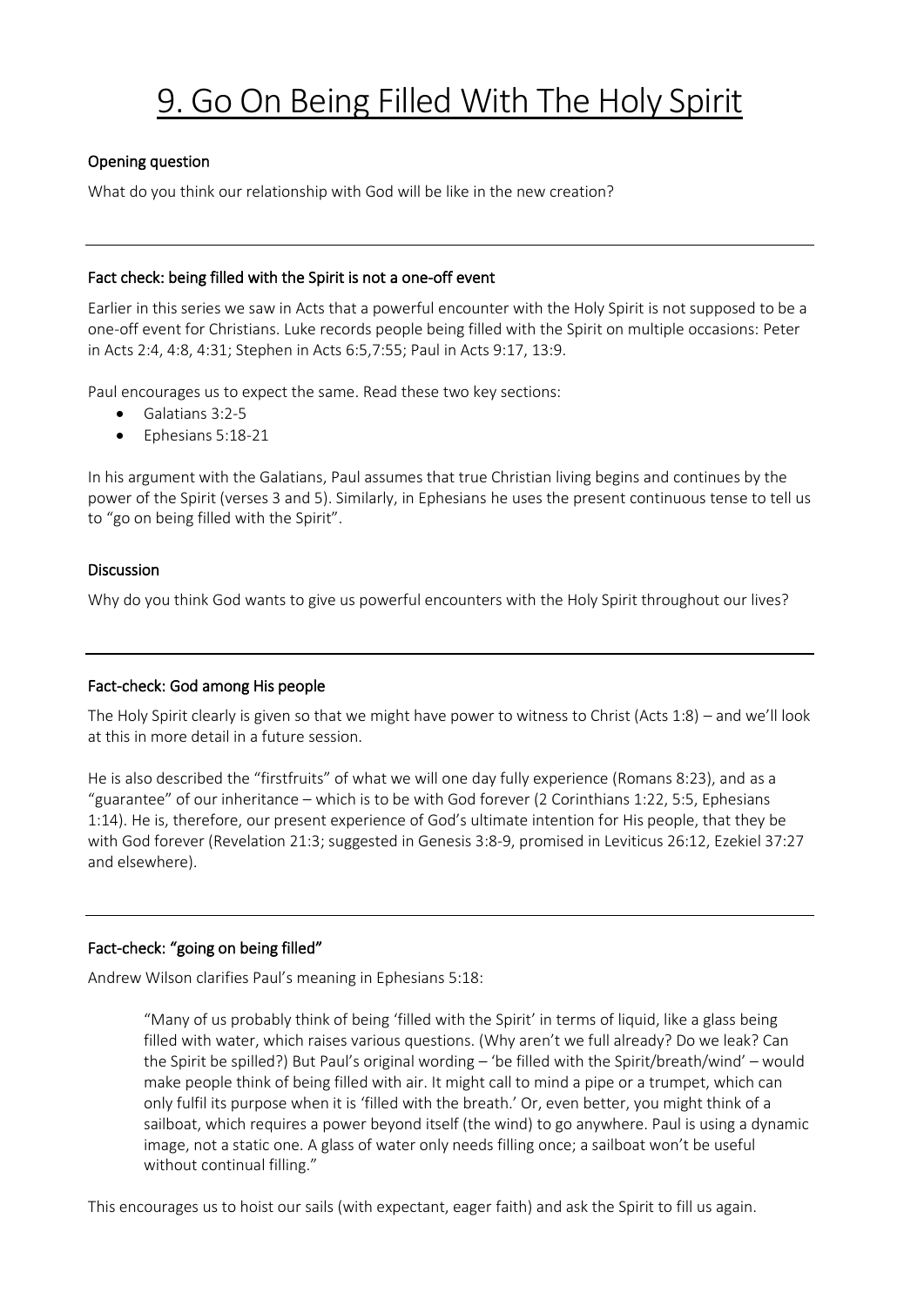# 9. Go On Being Filled With The Holy Spirit

**Opening question**

What do you think our relationship with God will be like in the new creation?

---

**Fact check: being filled with the Spirit is not a one-off event**

Earlier in this series we saw in Acts that a powerful encounter with the Holy Spirit is not supposed to be a one-off event for Christians. Luke records people being filled with the Spirit on multiple occasions: Peter in Acts 2:4, 4:8, 4:31; Stephen in Acts 6:5,7:55; Paul in Acts 9:17, 13:9.

Paul encourages us to expect the same. Read these two key sections:

- Galatians 3:2-5
- Ephesians 5:18-21

In his argument with the Galatians, Paul assumes that true Christian living begins and continues by the power of the Spirit (verses 3 and 5). Similarly, in Ephesians he uses the present continuous tense to tell us to "go on being filled with the Spirit".

**Discussion**

Why do you think God wants to give us powerful encounters with the Holy Spirit throughout our lives?

---

**Fact-check: God among His people**

The Holy Spirit clearly is given so that we might have power to witness to Christ (Acts 1:8) – and we'll look at this in more detail in a future session.

He is also described the "firstfruits" of what we will one day fully experience (Romans 8:23), and as a "guarantee" of our inheritance – which is to be with God forever (2 Corinthians 1:22, 5:5, Ephesians 1:14). He is, therefore, our present experience of God's ultimate intention for His people, that they be with God forever (Revelation 21:3; suggested in Genesis 3:8-9, promised in Leviticus 26:12, Ezekiel 37:27 and elsewhere).

---

**Fact-check: "going on being filled"**

Andrew Wilson clarifies Paul's meaning in Ephesians 5:18:

> "Many of us probably think of being 'filled with the Spirit' in terms of liquid, like a glass being filled with water, which raises various questions. (Why aren't we full already? Do we leak? Can the Spirit be spilled?) But Paul's original wording – 'be filled with the Spirit/breath/wind' – would make people think of being filled with air. It might call to mind a pipe or a trumpet, which can only fulfil its purpose when it is 'filled with the breath.' Or, even better, you might think of a sailboat, which requires a power beyond itself (the wind) to go anywhere. Paul is using a dynamic image, not a static one. A glass of water only needs filling once; a sailboat won't be useful without continual filling."

This encourages us to hoist our sails (with expectant, eager faith) and ask the Spirit to fill us again.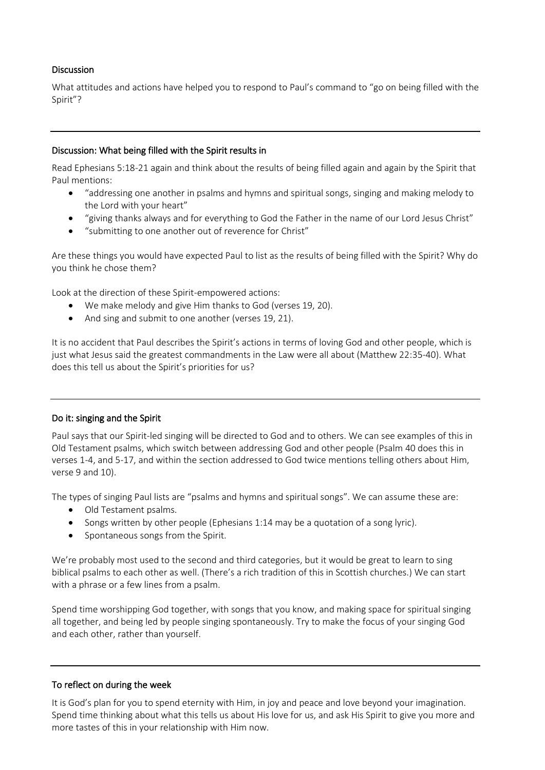## Discussion

What attitudes and actions have helped you to respond to Paul's command to "go on being filled with the Spirit"?

---

## Discussion: What being filled with the Spirit results in

Read Ephesians 5:18-21 again and think about the results of being filled again and again by the Spirit that Paul mentions:

- "addressing one another in psalms and hymns and spiritual songs, singing and making melody to the Lord with your heart"
- "giving thanks always and for everything to God the Father in the name of our Lord Jesus Christ"
- "submitting to one another out of reverence for Christ"

Are these things you would have expected Paul to list as the results of being filled with the Spirit? Why do you think he chose them?

Look at the direction of these Spirit-empowered actions:

- We make melody and give Him thanks to God (verses 19, 20).
- And sing and submit to one another (verses 19, 21).

It is no accident that Paul describes the Spirit's actions in terms of loving God and other people, which is just what Jesus said the greatest commandments in the Law were all about (Matthew 22:35-40). What does this tell us about the Spirit's priorities for us?

---

## Do it: singing and the Spirit

Paul says that our Spirit-led singing will be directed to God and to others. We can see examples of this in Old Testament psalms, which switch between addressing God and other people (Psalm 40 does this in verses 1-4, and 5-17, and within the section addressed to God twice mentions telling others about Him, verse 9 and 10).

The types of singing Paul lists are "psalms and hymns and spiritual songs". We can assume these are:

- Old Testament psalms.
- Songs written by other people (Ephesians 1:14 may be a quotation of a song lyric).
- Spontaneous songs from the Spirit.

We're probably most used to the second and third categories, but it would be great to learn to sing biblical psalms to each other as well. (There's a rich tradition of this in Scottish churches.) We can start with a phrase or a few lines from a psalm.

Spend time worshipping God together, with songs that you know, and making space for spiritual singing all together, and being led by people singing spontaneously. Try to make the focus of your singing God and each other, rather than yourself.

---

## To reflect on during the week

It is God's plan for you to spend eternity with Him, in joy and peace and love beyond your imagination. Spend time thinking about what this tells us about His love for us, and ask His Spirit to give you more and more tastes of this in your relationship with Him now.